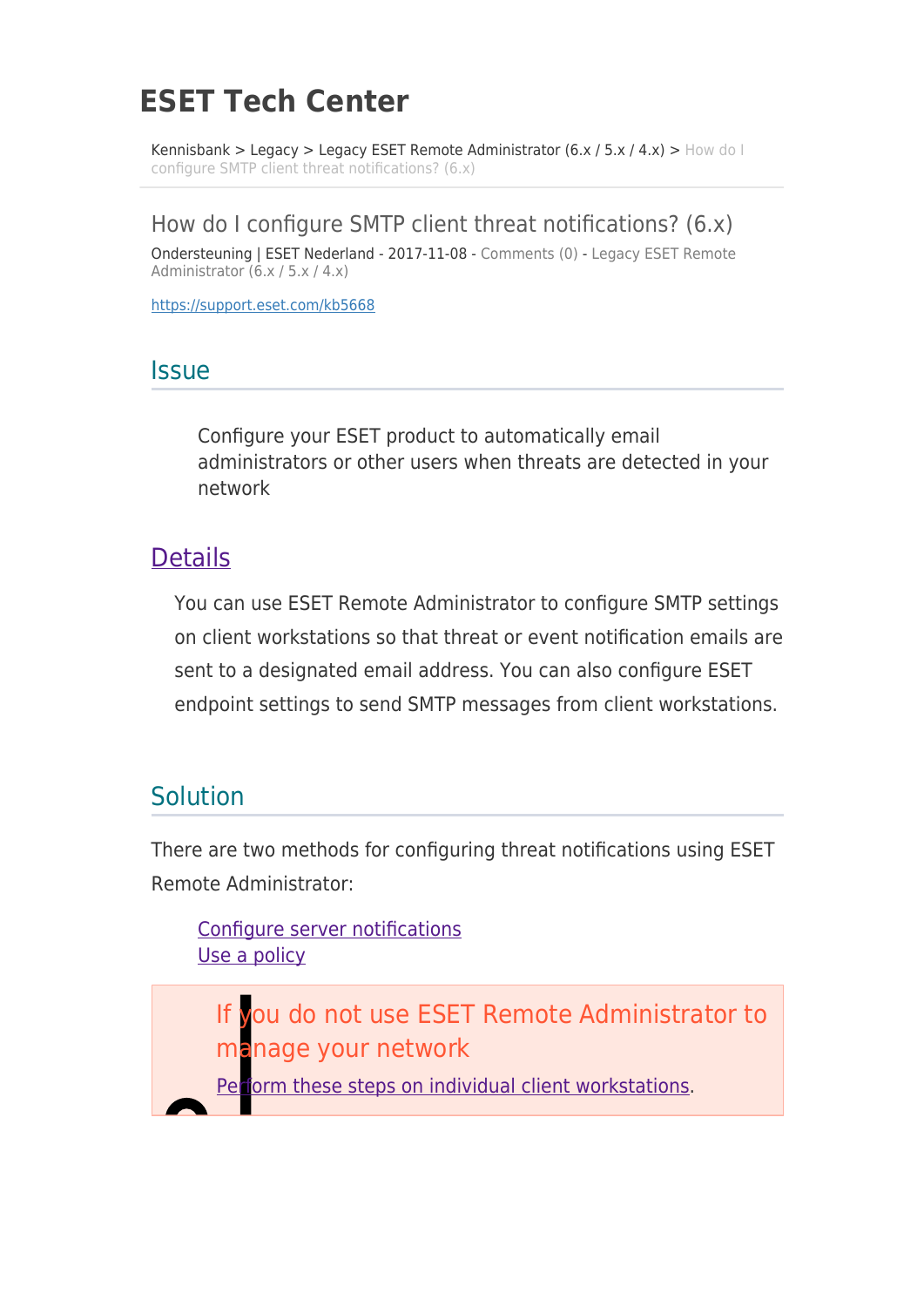# ESET Tech Center

Kennisbank > Legacy > Legacy ESET Remote Administrator (6.x / 5.x / 4.x) > How do I configure SMTP client threat notifications? (6.x)

## How do I configure SMTP client threat notifications? (6.x)

Ondersteuning | ESET Nederland - 2017-11-08 - Comments (0) - Legacy ESET Remote Administrator (6.x / 5.x / 4.x)

https://support.eset.com/kb5668

## Issue

Configure your ESET product to automatically email administrators or other users when threats are detected in your network

## Details

You can use ESET Remote Administrator to configure SMTP settings on client workstations so that threat or event notification emails are sent to a designated email address. You can also configure ESET endpoint settings to send SMTP messages from client workstations.

## Solution

There are two methods for configuring threat notifications using ESET Remote Administrator:

- Configure server notifications
- Use a policy

If you do not use ESET Remote Administrator to manage your network

Perform these steps on individual client workstations.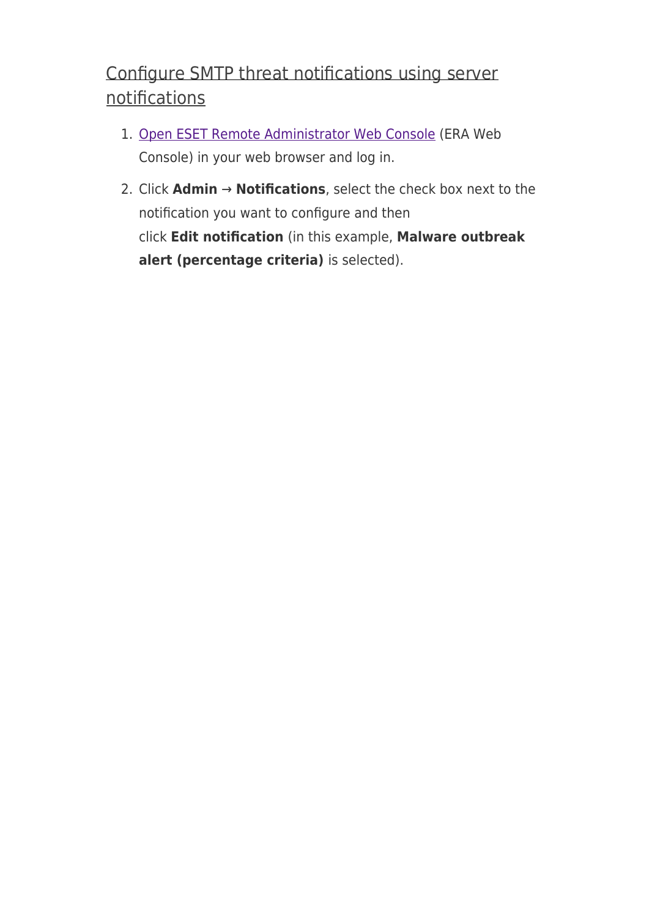## Configure SMTP threat notifications using server notifications

1. [Open ESET Remote Administrator Web Console](Open ESET Remote Administrator Web Console) (ERA Web Console) in your web browser and log in.
2. Click **Admin** → **Notifications**, select the check box next to the notification you want to configure and then click **Edit notification** (in this example, **Malware outbreak alert (percentage criteria)** is selected).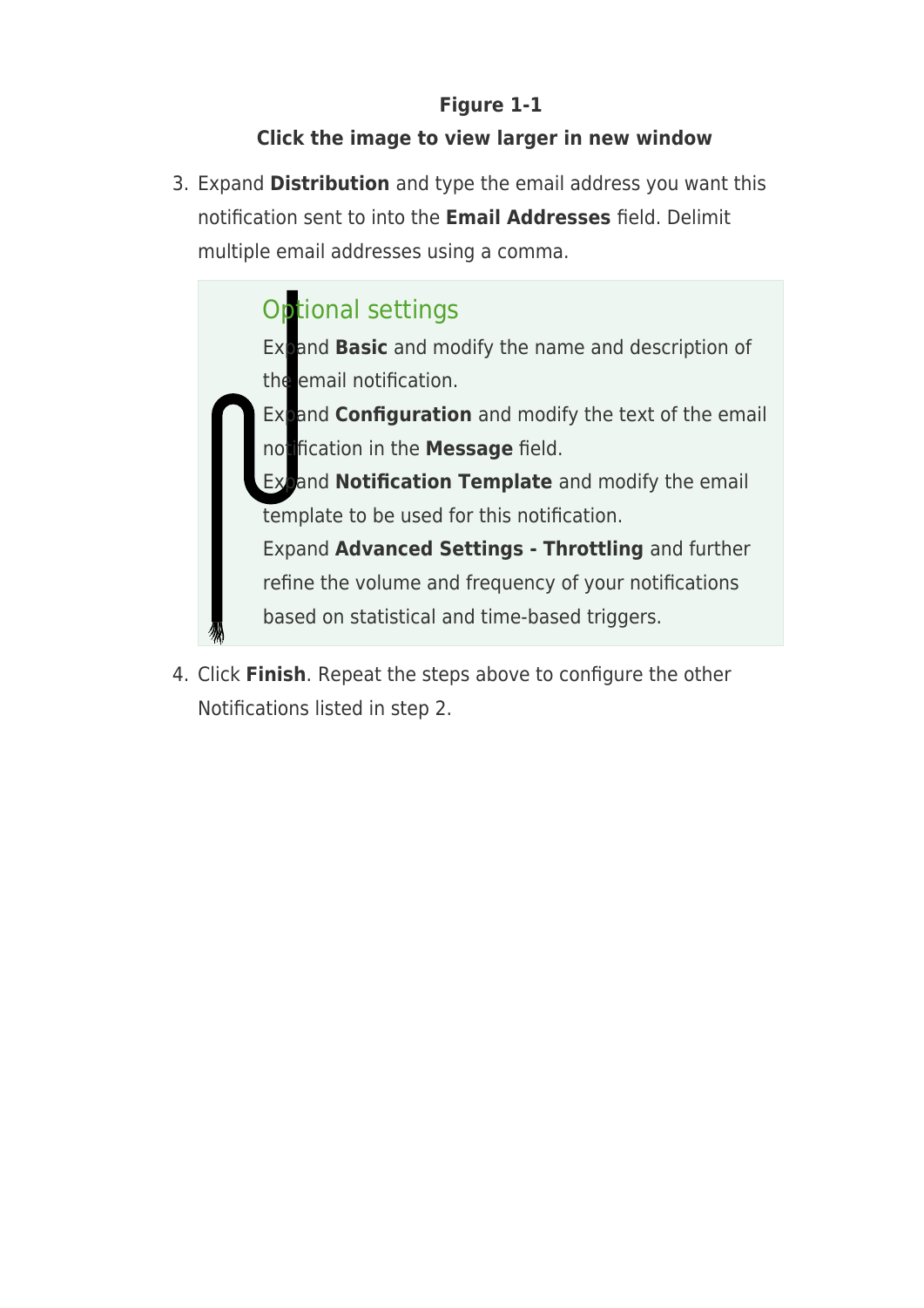**Figure 1-1**

**Click the image to view larger in new window**

3. Expand **Distribution** and type the email address you want this notification sent to into the **Email Addresses** field. Delimit multiple email addresses using a comma.

> Optional settings
>
> Expand **Basic** and modify the name and description of the email notification.
> Expand **Configuration** and modify the text of the email notification in the **Message** field.
> Expand **Notification Template** and modify the email template to be used for this notification.
> Expand **Advanced Settings - Throttling** and further refine the volume and frequency of your notifications based on statistical and time-based triggers.

4. Click **Finish**. Repeat the steps above to configure the other Notifications listed in step 2.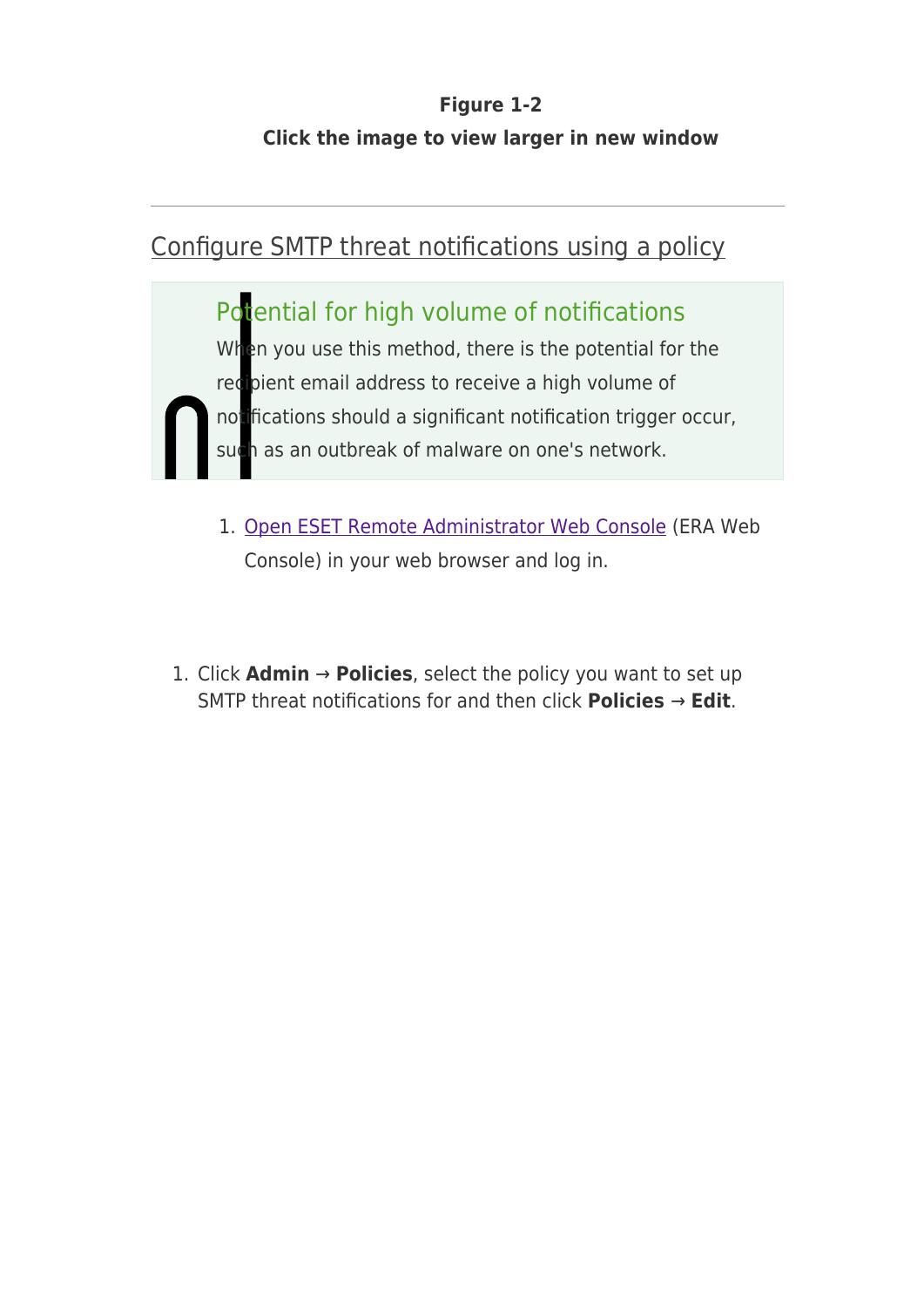**Figure 1-2**
**Click the image to view larger in new window**

---

## Configure SMTP threat notifications using a policy

> **Potential for high volume of notifications**
> When you use this method, there is the potential for the recipient email address to receive a high volume of notifications should a significant notification trigger occur, such as an outbreak of malware on one's network.

1. [Open ESET Remote Administrator Web Console](#) (ERA Web Console) in your web browser and log in.

1. Click **Admin** → **Policies**, select the policy you want to set up SMTP threat notifications for and then click **Policies** → **Edit**.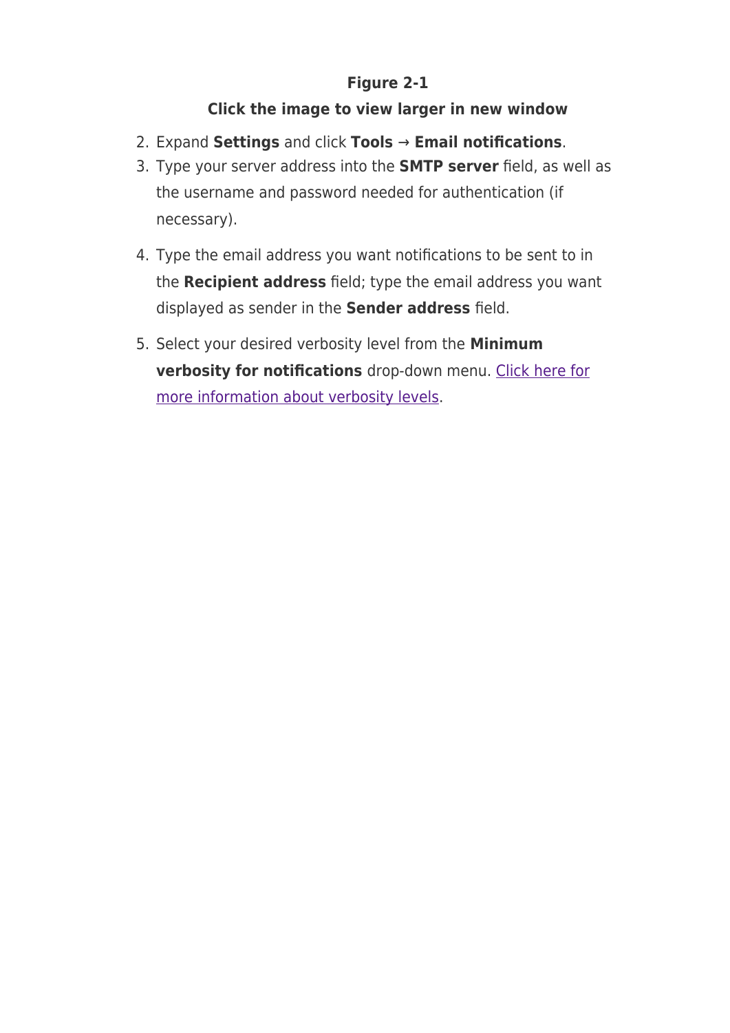**Figure 2-1**

**Click the image to view larger in new window**

2. Expand **Settings** and click **Tools** → **Email notifications**.
3. Type your server address into the **SMTP server** field, as well as the username and password needed for authentication (if necessary).
4. Type the email address you want notifications to be sent to in the **Recipient address** field; type the email address you want displayed as sender in the **Sender address** field.
5. Select your desired verbosity level from the **Minimum verbosity for notifications** drop-down menu. Click here for more information about verbosity levels.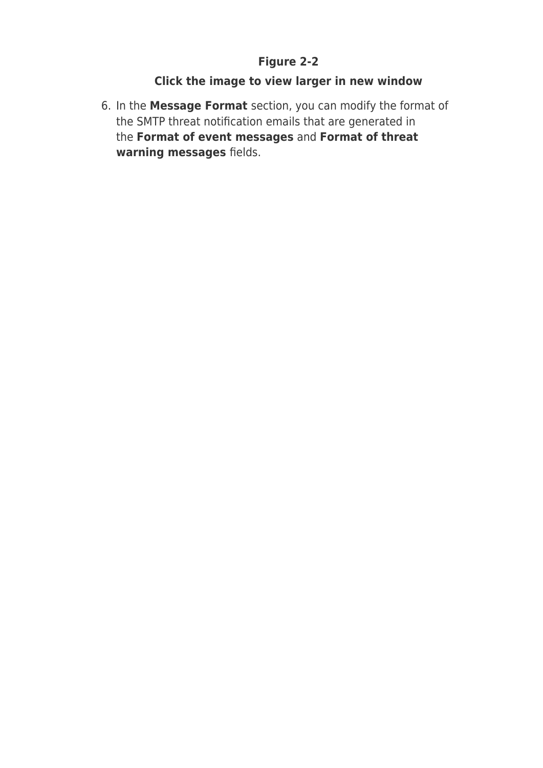**Figure 2-2**

**Click the image to view larger in new window**

6. In the **Message Format** section, you can modify the format of the SMTP threat notification emails that are generated in the **Format of event messages** and **Format of threat warning messages** fields.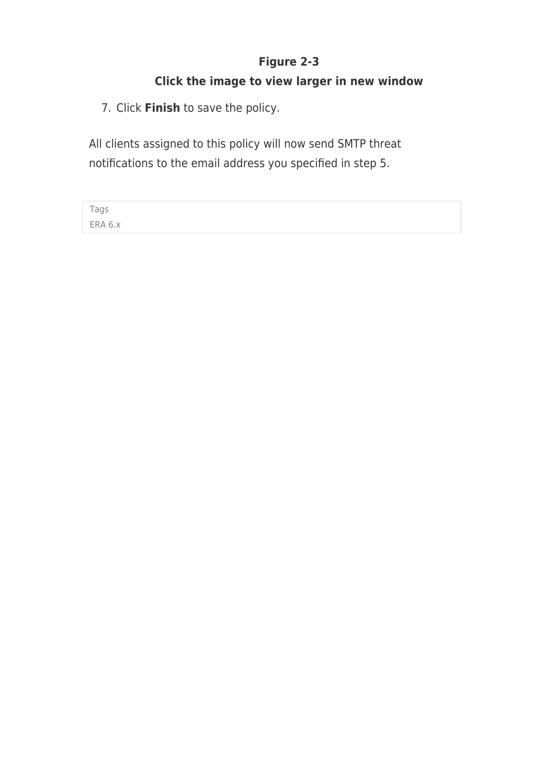**Figure 2-3**

**Click the image to view larger in new window**

7. Click **Finish** to save the policy.

All clients assigned to this policy will now send SMTP threat notifications to the email address you specified in step 5.

Tags
ERA 6.x